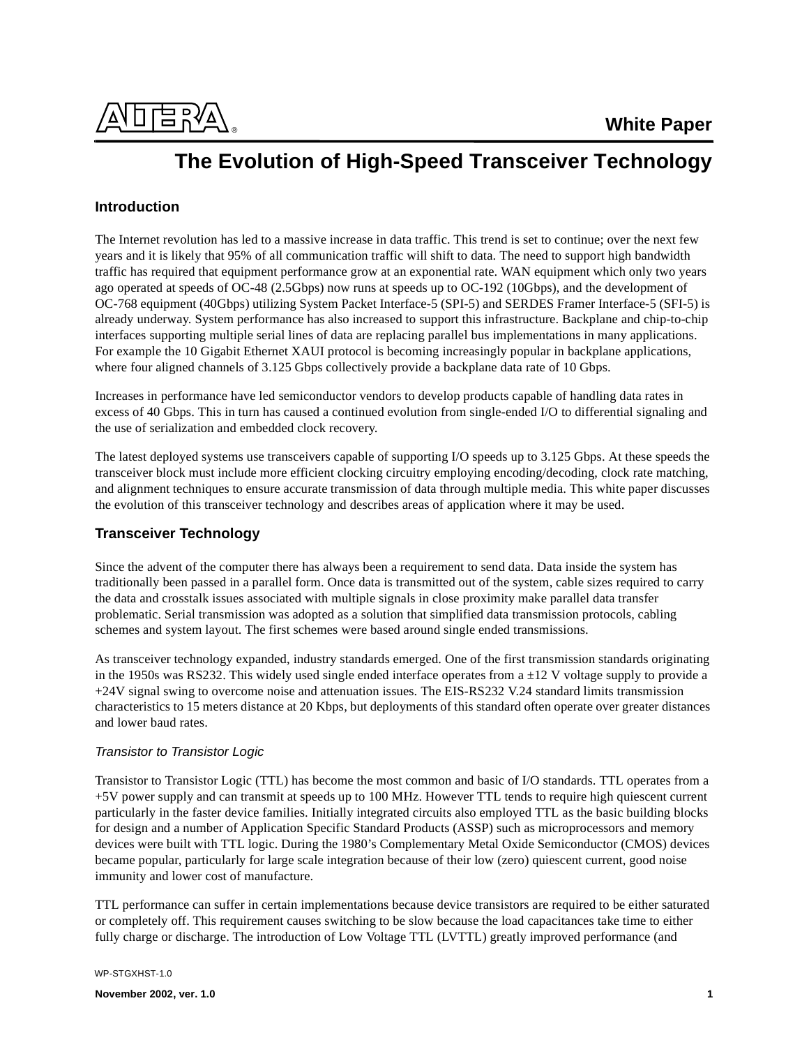White Paper

# The Evolution of High-Speed Transceiver Technology

## Introduction

The Internet revolution has led to a massive increase in data traffic. This trend is set to continue; over the next few years and it is likely that 95% of all communication traffic will shift to data. The need to support high bandwidth traffic has required that equipment performance grow at an exponential rate. WAN equipment which only two years ago operated at speeds of OC-48 (2.5Gbps) now runs at speeds up to OC-192 (10Gbps), and the development of OC-768 equipment (40Gbps) utilizing System Packet Interface-5 (SPI-5) and SERDES Framer Interface-5 (SFI-5) is already underway. System performance has also increased to support this infrastructure. Backplane and chip-to-chip interfaces supporting multiple serial lines of data are replacing parallel bus implementations in many applications. For example the 10 Gigabit Ethernet XAUI protocol is becoming increasingly popular in backplane applications, where four aligned channels of 3.125 Gbps collectively provide a backplane data rate of 10 Gbps.

Increases in performance have led semiconductor vendors to develop products capable of handling data rates in excess of 40 Gbps. This in turn has caused a continued evolution from single-ended I/O to differential signaling and the use of serialization and embedded clock recovery.

The latest deployed systems use transceivers capable of supporting I/O speeds up to 3.125 Gbps. At these speeds the transceiver block must include more efficient clocking circuitry employing encoding/decoding, clock rate matching, and alignment techniques to ensure accurate transmission of data through multiple media. This white paper discusses the evolution of this transceiver technology and describes areas of application where it may be used.

## Transceiver Technology

Since the advent of the computer there has always been a requirement to send data. Data inside the system has traditionally been passed in a parallel form. Once data is transmitted out of the system, cable sizes required to carry the data and crosstalk issues associated with multiple signals in close proximity make parallel data transfer problematic. Serial transmission was adopted as a solution that simplified data transmission protocols, cabling schemes and system layout. The first schemes were based around single ended transmissions.

As transceiver technology expanded, industry standards emerged. One of the first transmission standards originating in the 1950s was RS232. This widely used single ended interface operates from a ±12 V voltage supply to provide a +24V signal swing to overcome noise and attenuation issues. The EIS-RS232 V.24 standard limits transmission characteristics to 15 meters distance at 20 Kbps, but deployments of this standard often operate over greater distances and lower baud rates.

### *Transistor to Transistor Logic*

Transistor to Transistor Logic (TTL) has become the most common and basic of I/O standards. TTL operates from a +5V power supply and can transmit at speeds up to 100 MHz. However TTL tends to require high quiescent current particularly in the faster device families. Initially integrated circuits also employed TTL as the basic building blocks for design and a number of Application Specific Standard Products (ASSP) such as microprocessors and memory devices were built with TTL logic. During the 1980's Complementary Metal Oxide Semiconductor (CMOS) devices became popular, particularly for large scale integration because of their low (zero) quiescent current, good noise immunity and lower cost of manufacture.

TTL performance can suffer in certain implementations because device transistors are required to be either saturated or completely off. This requirement causes switching to be slow because the load capacitances take time to either fully charge or discharge. The introduction of Low Voltage TTL (LVTTL) greatly improved performance (and

WP-STGXHST-1.0

**November 2002, ver. 1.0**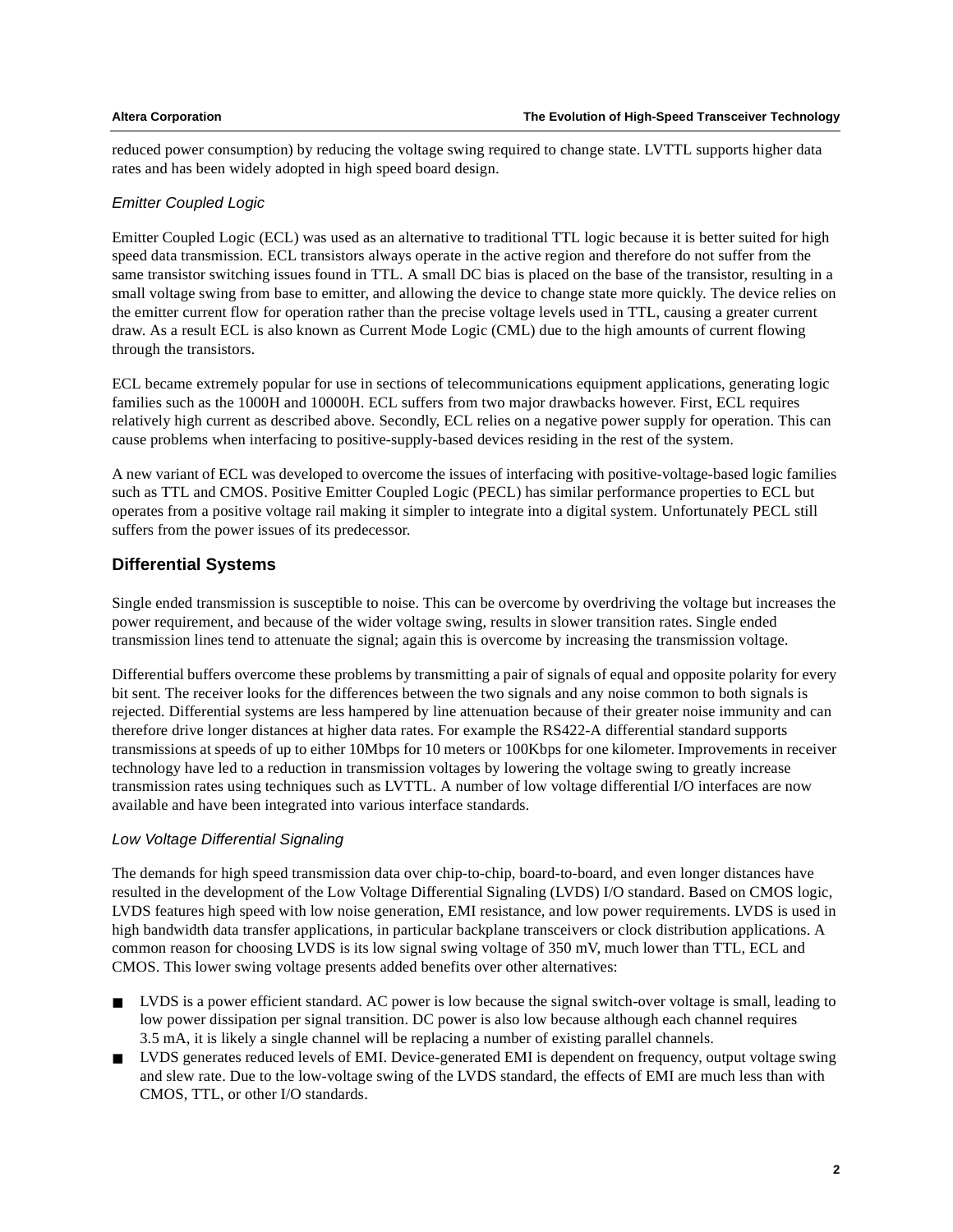reduced power consumption) by reducing the voltage swing required to change state. LVTTL supports higher data rates and has been widely adopted in high speed board design.

### *Emitter Coupled Logic*

Emitter Coupled Logic (ECL) was used as an alternative to traditional TTL logic because it is better suited for high speed data transmission. ECL transistors always operate in the active region and therefore do not suffer from the same transistor switching issues found in TTL. A small DC bias is placed on the base of the transistor, resulting in a small voltage swing from base to emitter, and allowing the device to change state more quickly. The device relies on the emitter current flow for operation rather than the precise voltage levels used in TTL, causing a greater current draw. As a result ECL is also known as Current Mode Logic (CML) due to the high amounts of current flowing through the transistors.

ECL became extremely popular for use in sections of telecommunications equipment applications, generating logic families such as the 1000H and 10000H. ECL suffers from two major drawbacks however. First, ECL requires relatively high current as described above. Secondly, ECL relies on a negative power supply for operation. This can cause problems when interfacing to positive-supply-based devices residing in the rest of the system.

A new variant of ECL was developed to overcome the issues of interfacing with positive-voltage-based logic families such as TTL and CMOS. Positive Emitter Coupled Logic (PECL) has similar performance properties to ECL but operates from a positive voltage rail making it simpler to integrate into a digital system. Unfortunately PECL still suffers from the power issues of its predecessor.

## Differential Systems

Single ended transmission is susceptible to noise. This can be overcome by overdriving the voltage but increases the power requirement, and because of the wider voltage swing, results in slower transition rates. Single ended transmission lines tend to attenuate the signal; again this is overcome by increasing the transmission voltage.

Differential buffers overcome these problems by transmitting a pair of signals of equal and opposite polarity for every bit sent. The receiver looks for the differences between the two signals and any noise common to both signals is rejected. Differential systems are less hampered by line attenuation because of their greater noise immunity and can therefore drive longer distances at higher data rates. For example the RS422-A differential standard supports transmissions at speeds of up to either 10Mbps for 10 meters or 100Kbps for one kilometer. Improvements in receiver technology have led to a reduction in transmission voltages by lowering the voltage swing to greatly increase transmission rates using techniques such as LVTTL. A number of low voltage differential I/O interfaces are now available and have been integrated into various interface standards.

### *Low Voltage Differential Signaling*

The demands for high speed transmission data over chip-to-chip, board-to-board, and even longer distances have resulted in the development of the Low Voltage Differential Signaling (LVDS) I/O standard. Based on CMOS logic, LVDS features high speed with low noise generation, EMI resistance, and low power requirements. LVDS is used in high bandwidth data transfer applications, in particular backplane transceivers or clock distribution applications. A common reason for choosing LVDS is its low signal swing voltage of 350 mV, much lower than TTL, ECL and CMOS. This lower swing voltage presents added benefits over other alternatives:

- LVDS is a power efficient standard. AC power is low because the signal switch-over voltage is small, leading to low power dissipation per signal transition. DC power is also low because although each channel requires 3.5 mA, it is likely a single channel will be replacing a number of existing parallel channels.
- LVDS generates reduced levels of EMI. Device-generated EMI is dependent on frequency, output voltage swing and slew rate. Due to the low-voltage swing of the LVDS standard, the effects of EMI are much less than with CMOS, TTL, or other I/O standards.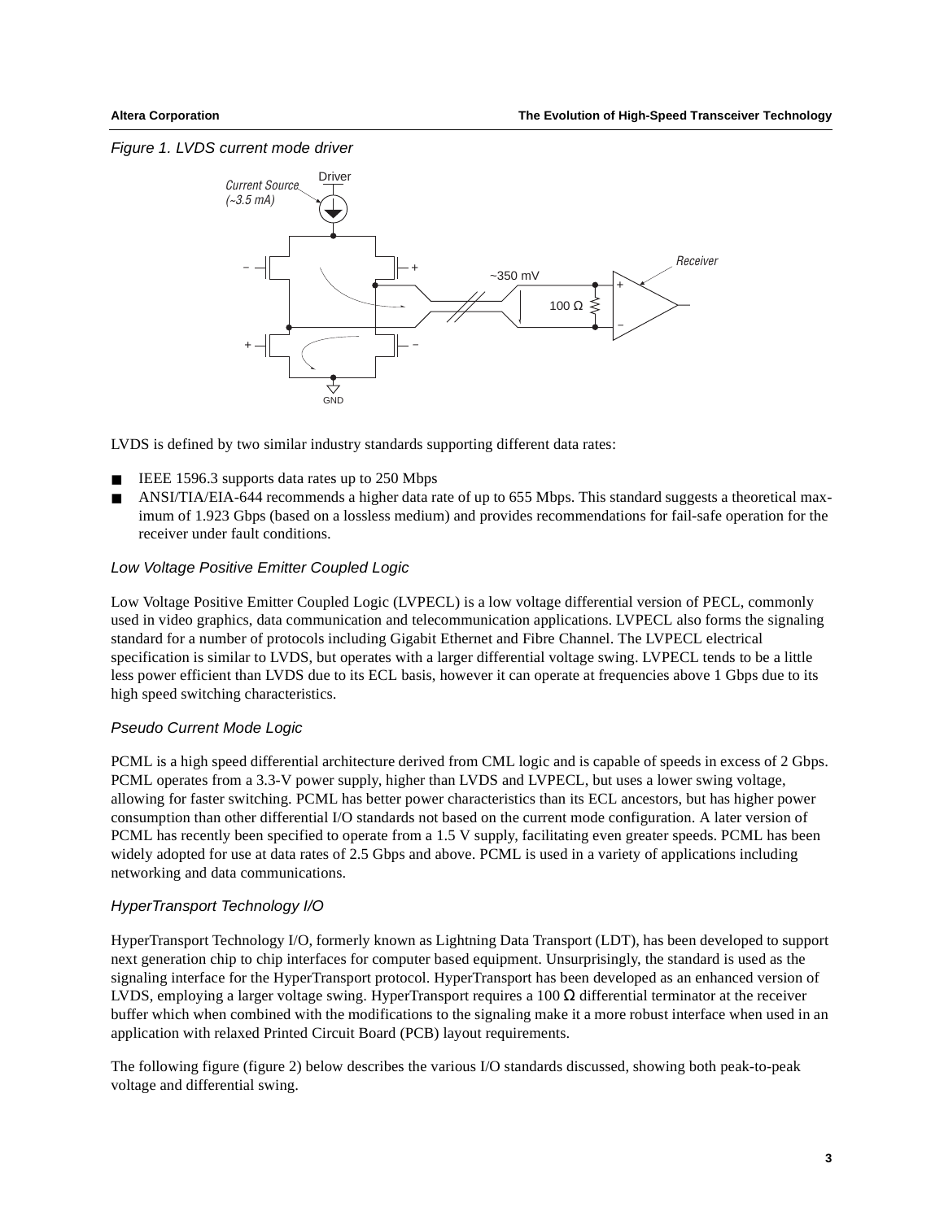*Figure 1. LVDS current mode driver*

LVDS is defined by two similar industry standards supporting different data rates:

- IEEE 1596.3 supports data rates up to 250 Mbps
- ANSI/TIA/EIA-644 recommends a higher data rate of up to 655 Mbps. This standard suggests a theoretical maximum of 1.923 Gbps (based on a lossless medium) and provides recommendations for fail-safe operation for the receiver under fault conditions.

### *Low Voltage Positive Emitter Coupled Logic*

Low Voltage Positive Emitter Coupled Logic (LVPECL) is a low voltage differential version of PECL, commonly used in video graphics, data communication and telecommunication applications. LVPECL also forms the signaling standard for a number of protocols including Gigabit Ethernet and Fibre Channel. The LVPECL electrical specification is similar to LVDS, but operates with a larger differential voltage swing. LVPECL tends to be a little less power efficient than LVDS due to its ECL basis, however it can operate at frequencies above 1 Gbps due to its high speed switching characteristics.

### *Pseudo Current Mode Logic*

PCML is a high speed differential architecture derived from CML logic and is capable of speeds in excess of 2 Gbps. PCML operates from a 3.3-V power supply, higher than LVDS and LVPECL, but uses a lower swing voltage, allowing for faster switching. PCML has better power characteristics than its ECL ancestors, but has higher power consumption than other differential I/O standards not based on the current mode configuration. A later version of PCML has recently been specified to operate from a 1.5 V supply, facilitating even greater speeds. PCML has been widely adopted for use at data rates of 2.5 Gbps and above. PCML is used in a variety of applications including networking and data communications.

### *HyperTransport Technology I/O*

HyperTransport Technology I/O, formerly known as Lightning Data Transport (LDT), has been developed to support next generation chip to chip interfaces for computer based equipment. Unsurprisingly, the standard is used as the signaling interface for the HyperTransport protocol. HyperTransport has been developed as an enhanced version of LVDS, employing a larger voltage swing. HyperTransport requires a 100 Ω differential terminator at the receiver buffer which when combined with the modifications to the signaling make it a more robust interface when used in an application with relaxed Printed Circuit Board (PCB) layout requirements.

The following figure (figure 2) below describes the various I/O standards discussed, showing both peak-to-peak voltage and differential swing.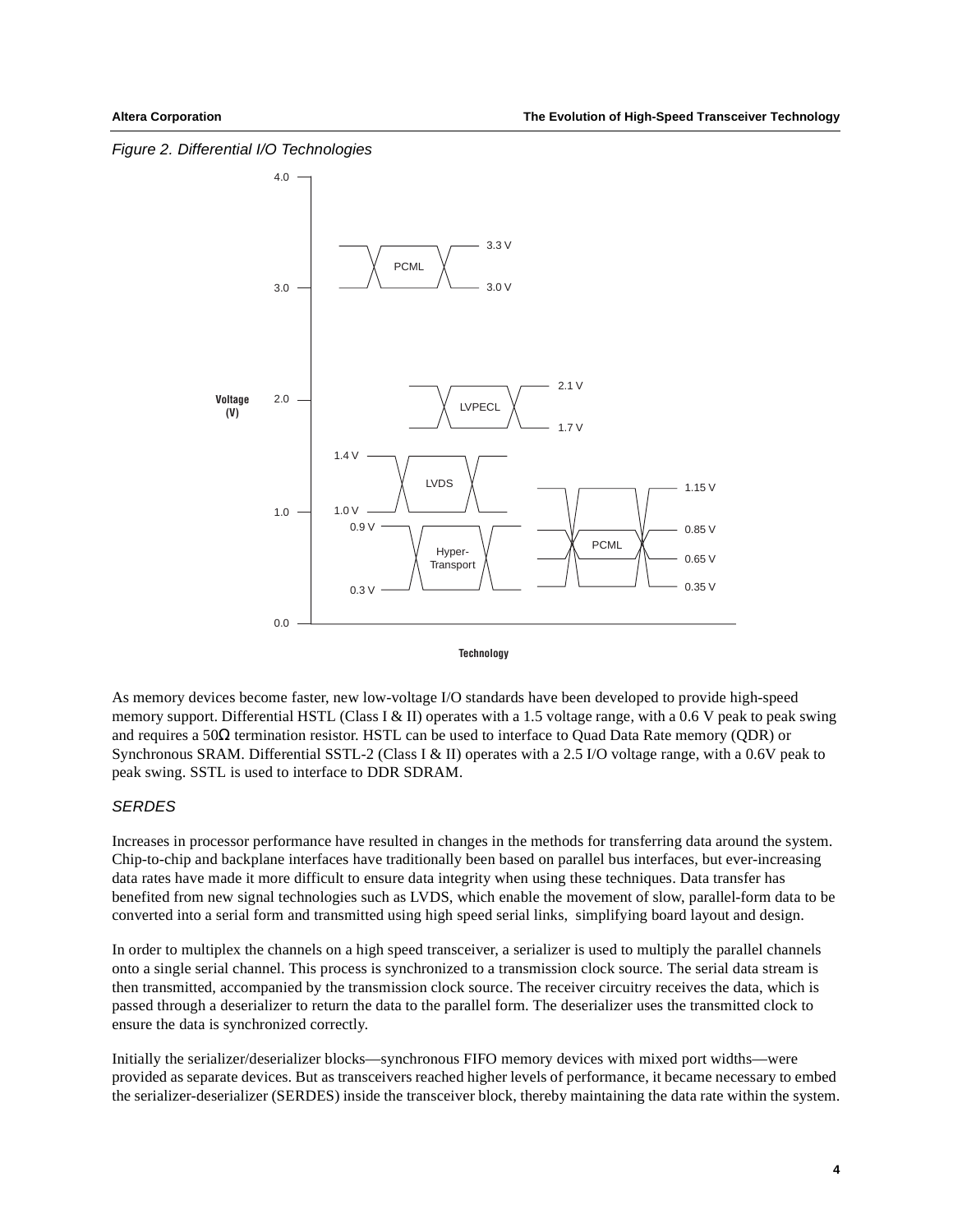*Figure 2. Differential I/O Technologies*

As memory devices become faster, new low-voltage I/O standards have been developed to provide high-speed memory support. Differential HSTL (Class I & II) operates with a 1.5 voltage range, with a 0.6 V peak to peak swing and requires a 50Ω termination resistor. HSTL can be used to interface to Quad Data Rate memory (QDR) or Synchronous SRAM. Differential SSTL-2 (Class I & II) operates with a 2.5 I/O voltage range, with a 0.6V peak to peak swing. SSTL is used to interface to DDR SDRAM.

### *SERDES*

Increases in processor performance have resulted in changes in the methods for transferring data around the system. Chip-to-chip and backplane interfaces have traditionally been based on parallel bus interfaces, but ever-increasing data rates have made it more difficult to ensure data integrity when using these techniques. Data transfer has benefited from new signal technologies such as LVDS, which enable the movement of slow, parallel-form data to be converted into a serial form and transmitted using high speed serial links, simplifying board layout and design.

In order to multiplex the channels on a high speed transceiver, a serializer is used to multiply the parallel channels onto a single serial channel. This process is synchronized to a transmission clock source. The serial data stream is then transmitted, accompanied by the transmission clock source. The receiver circuitry receives the data, which is passed through a deserializer to return the data to the parallel form. The deserializer uses the transmitted clock to ensure the data is synchronized correctly.

Initially the serializer/deserializer blocks—synchronous FIFO memory devices with mixed port widths—were provided as separate devices. But as transceivers reached higher levels of performance, it became necessary to embed the serializer-deserializer (SERDES) inside the transceiver block, thereby maintaining the data rate within the system.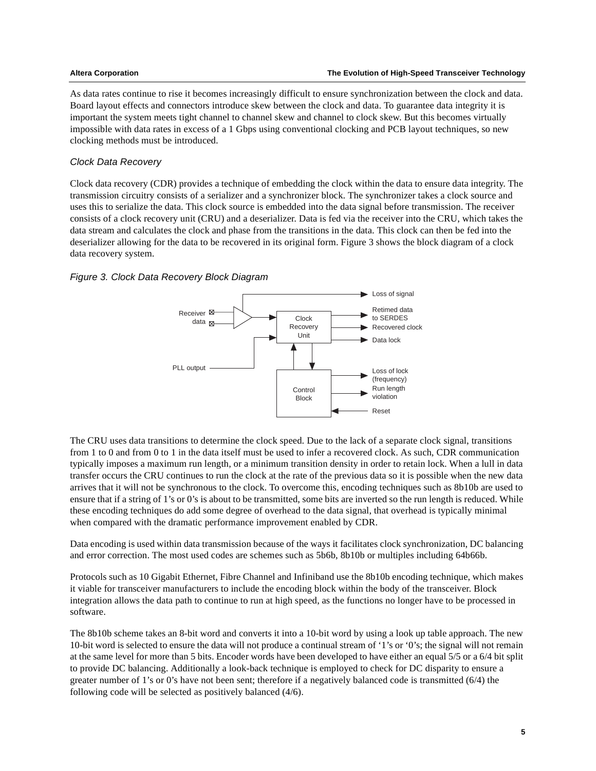As data rates continue to rise it becomes increasingly difficult to ensure synchronization between the clock and data. Board layout effects and connectors introduce skew between the clock and data. To guarantee data integrity it is important the system meets tight channel to channel skew and channel to clock skew. But this becomes virtually impossible with data rates in excess of a 1 Gbps using conventional clocking and PCB layout techniques, so new clocking methods must be introduced.

### *Clock Data Recovery*

Clock data recovery (CDR) provides a technique of embedding the clock within the data to ensure data integrity. The transmission circuitry consists of a serializer and a synchronizer block. The synchronizer takes a clock source and uses this to serialize the data. This clock source is embedded into the data signal before transmission. The receiver consists of a clock recovery unit (CRU) and a deserializer. Data is fed via the receiver into the CRU, which takes the data stream and calculates the clock and phase from the transitions in the data. This clock can then be fed into the deserializer allowing for the data to be recovered in its original form. Figure 3 shows the block diagram of a clock data recovery system.

*Figure 3. Clock Data Recovery Block Diagram*

The CRU uses data transitions to determine the clock speed. Due to the lack of a separate clock signal, transitions from 1 to 0 and from 0 to 1 in the data itself must be used to infer a recovered clock. As such, CDR communication typically imposes a maximum run length, or a minimum transition density in order to retain lock. When a lull in data transfer occurs the CRU continues to run the clock at the rate of the previous data so it is possible when the new data arrives that it will not be synchronous to the clock. To overcome this, encoding techniques such as 8b10b are used to ensure that if a string of 1's or 0's is about to be transmitted, some bits are inverted so the run length is reduced. While these encoding techniques do add some degree of overhead to the data signal, that overhead is typically minimal when compared with the dramatic performance improvement enabled by CDR.

Data encoding is used within data transmission because of the ways it facilitates clock synchronization, DC balancing and error correction. The most used codes are schemes such as 5b6b, 8b10b or multiples including 64b66b.

Protocols such as 10 Gigabit Ethernet, Fibre Channel and Infiniband use the 8b10b encoding technique, which makes it viable for transceiver manufacturers to include the encoding block within the body of the transceiver. Block integration allows the data path to continue to run at high speed, as the functions no longer have to be processed in software.

The 8b10b scheme takes an 8-bit word and converts it into a 10-bit word by using a look up table approach. The new 10-bit word is selected to ensure the data will not produce a continual stream of '1's or '0's; the signal will not remain at the same level for more than 5 bits. Encoder words have been developed to have either an equal 5/5 or a 6/4 bit split to provide DC balancing. Additionally a look-back technique is employed to check for DC disparity to ensure a greater number of 1's or 0's have not been sent; therefore if a negatively balanced code is transmitted (6/4) the following code will be selected as positively balanced (4/6).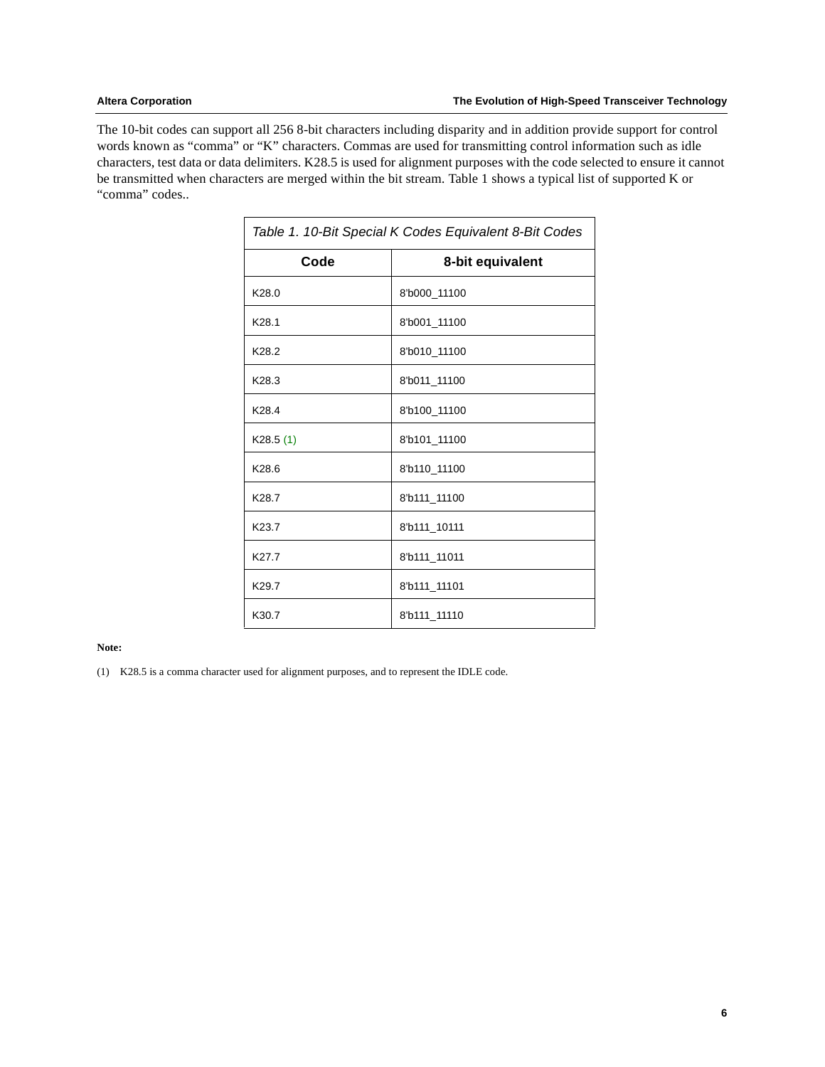The 10-bit codes can support all 256 8-bit characters including disparity and in addition provide support for control words known as "comma" or "K" characters. Commas are used for transmitting control information such as idle characters, test data or data delimiters. K28.5 is used for alignment purposes with the code selected to ensure it cannot be transmitted when characters are merged within the bit stream. Table 1 shows a typical list of supported K or "comma" codes..

*Table 1. 10-Bit Special K Codes Equivalent 8-Bit Codes*

| Code | 8-bit equivalent |
|---|---|
| K28.0 | 8'b000_11100 |
| K28.1 | 8'b001_11100 |
| K28.2 | 8'b010_11100 |
| K28.3 | 8'b011_11100 |
| K28.4 | 8'b100_11100 |
| K28.5 (1) | 8'b101_11100 |
| K28.6 | 8'b110_11100 |
| K28.7 | 8'b111_11100 |
| K23.7 | 8'b111_10111 |
| K27.7 | 8'b111_11011 |
| K29.7 | 8'b111_11101 |
| K30.7 | 8'b111_11110 |

**Note:**

(1) K28.5 is a comma character used for alignment purposes, and to represent the IDLE code.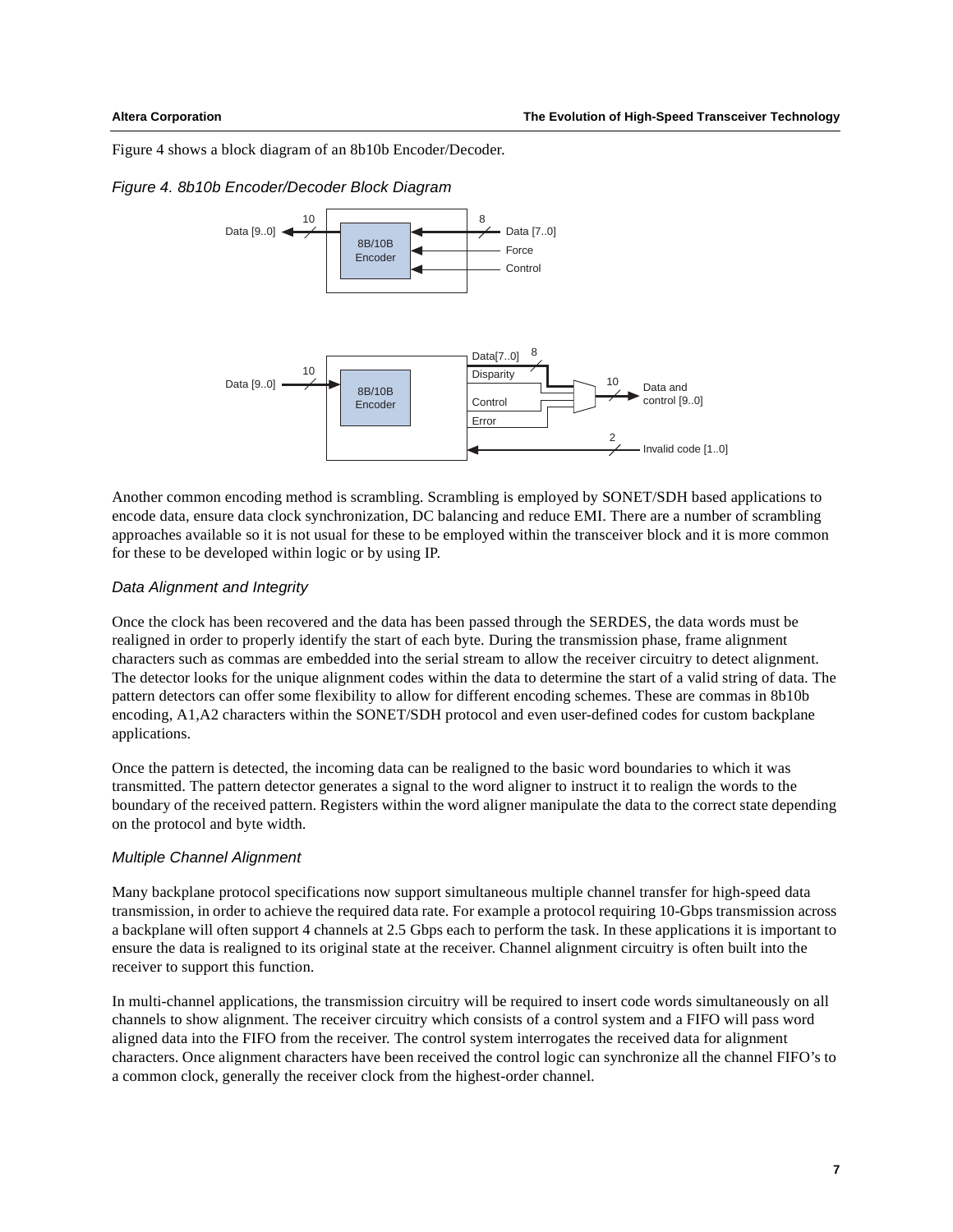Figure 4 shows a block diagram of an 8b10b Encoder/Decoder.

*Figure 4. 8b10b Encoder/Decoder Block Diagram*

Another common encoding method is scrambling. Scrambling is employed by SONET/SDH based applications to encode data, ensure data clock synchronization, DC balancing and reduce EMI. There are a number of scrambling approaches available so it is not usual for these to be employed within the transceiver block and it is more common for these to be developed within logic or by using IP.

### *Data Alignment and Integrity*

Once the clock has been recovered and the data has been passed through the SERDES, the data words must be realigned in order to properly identify the start of each byte. During the transmission phase, frame alignment characters such as commas are embedded into the serial stream to allow the receiver circuitry to detect alignment. The detector looks for the unique alignment codes within the data to determine the start of a valid string of data. The pattern detectors can offer some flexibility to allow for different encoding schemes. These are commas in 8b10b encoding, A1,A2 characters within the SONET/SDH protocol and even user-defined codes for custom backplane applications.

Once the pattern is detected, the incoming data can be realigned to the basic word boundaries to which it was transmitted. The pattern detector generates a signal to the word aligner to instruct it to realign the words to the boundary of the received pattern. Registers within the word aligner manipulate the data to the correct state depending on the protocol and byte width.

### *Multiple Channel Alignment*

Many backplane protocol specifications now support simultaneous multiple channel transfer for high-speed data transmission, in order to achieve the required data rate. For example a protocol requiring 10-Gbps transmission across a backplane will often support 4 channels at 2.5 Gbps each to perform the task. In these applications it is important to ensure the data is realigned to its original state at the receiver. Channel alignment circuitry is often built into the receiver to support this function.

In multi-channel applications, the transmission circuitry will be required to insert code words simultaneously on all channels to show alignment. The receiver circuitry which consists of a control system and a FIFO will pass word aligned data into the FIFO from the receiver. The control system interrogates the received data for alignment characters. Once alignment characters have been received the control logic can synchronize all the channel FIFO's to a common clock, generally the receiver clock from the highest-order channel.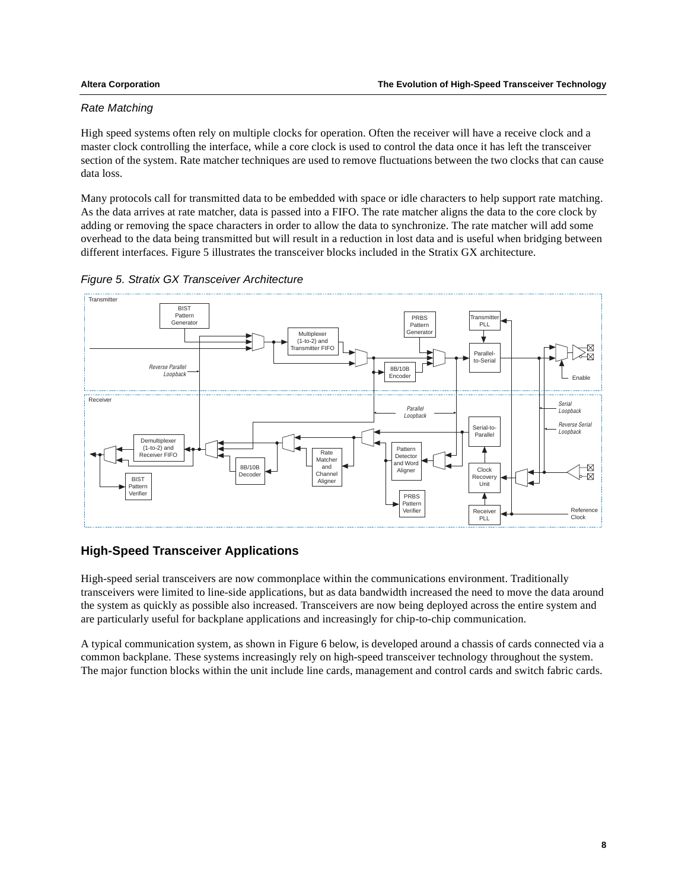*Rate Matching*

High speed systems often rely on multiple clocks for operation. Often the receiver will have a receive clock and a master clock controlling the interface, while a core clock is used to control the data once it has left the transceiver section of the system. Rate matcher techniques are used to remove fluctuations between the two clocks that can cause data loss.

Many protocols call for transmitted data to be embedded with space or idle characters to help support rate matching. As the data arrives at rate matcher, data is passed into a FIFO. The rate matcher aligns the data to the core clock by adding or removing the space characters in order to allow the data to synchronize. The rate matcher will add some overhead to the data being transmitted but will result in a reduction in lost data and is useful when bridging between different interfaces. Figure 5 illustrates the transceiver blocks included in the Stratix GX architecture.

*Figure 5. Stratix GX Transceiver Architecture*

## High-Speed Transceiver Applications

High-speed serial transceivers are now commonplace within the communications environment. Traditionally transceivers were limited to line-side applications, but as data bandwidth increased the need to move the data around the system as quickly as possible also increased. Transceivers are now being deployed across the entire system and are particularly useful for backplane applications and increasingly for chip-to-chip communication.

A typical communication system, as shown in Figure 6 below, is developed around a chassis of cards connected via a common backplane. These systems increasingly rely on high-speed transceiver technology throughout the system. The major function blocks within the unit include line cards, management and control cards and switch fabric cards.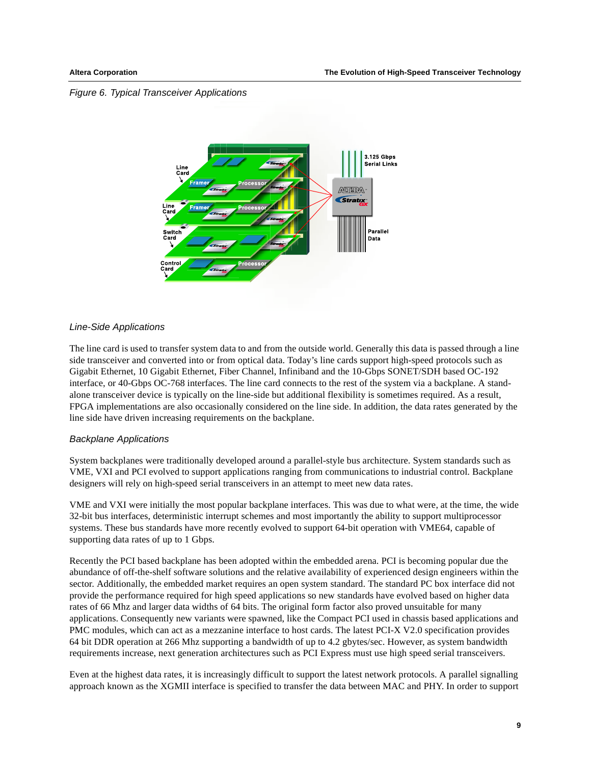*Figure 6. Typical Transceiver Applications*

### *Line-Side Applications*

The line card is used to transfer system data to and from the outside world. Generally this data is passed through a line side transceiver and converted into or from optical data. Today's line cards support high-speed protocols such as Gigabit Ethernet, 10 Gigabit Ethernet, Fiber Channel, Infiniband and the 10-Gbps SONET/SDH based OC-192 interface, or 40-Gbps OC-768 interfaces. The line card connects to the rest of the system via a backplane. A stand-alone transceiver device is typically on the line-side but additional flexibility is sometimes required. As a result, FPGA implementations are also occasionally considered on the line side. In addition, the data rates generated by the line side have driven increasing requirements on the backplane.

### *Backplane Applications*

System backplanes were traditionally developed around a parallel-style bus architecture. System standards such as VME, VXI and PCI evolved to support applications ranging from communications to industrial control. Backplane designers will rely on high-speed serial transceivers in an attempt to meet new data rates.

VME and VXI were initially the most popular backplane interfaces. This was due to what were, at the time, the wide 32-bit bus interfaces, deterministic interrupt schemes and most importantly the ability to support multiprocessor systems. These bus standards have more recently evolved to support 64-bit operation with VME64, capable of supporting data rates of up to 1 Gbps.

Recently the PCI based backplane has been adopted within the embedded arena. PCI is becoming popular due the abundance of off-the-shelf software solutions and the relative availability of experienced design engineers within the sector. Additionally, the embedded market requires an open system standard. The standard PC box interface did not provide the performance required for high speed applications so new standards have evolved based on higher data rates of 66 Mhz and larger data widths of 64 bits. The original form factor also proved unsuitable for many applications. Consequently new variants were spawned, like the Compact PCI used in chassis based applications and PMC modules, which can act as a mezzanine interface to host cards. The latest PCI-X V2.0 specification provides 64 bit DDR operation at 266 Mhz supporting a bandwidth of up to 4.2 gbytes/sec. However, as system bandwidth requirements increase, next generation architectures such as PCI Express must use high speed serial transceivers.

Even at the highest data rates, it is increasingly difficult to support the latest network protocols. A parallel signalling approach known as the XGMII interface is specified to transfer the data between MAC and PHY. In order to support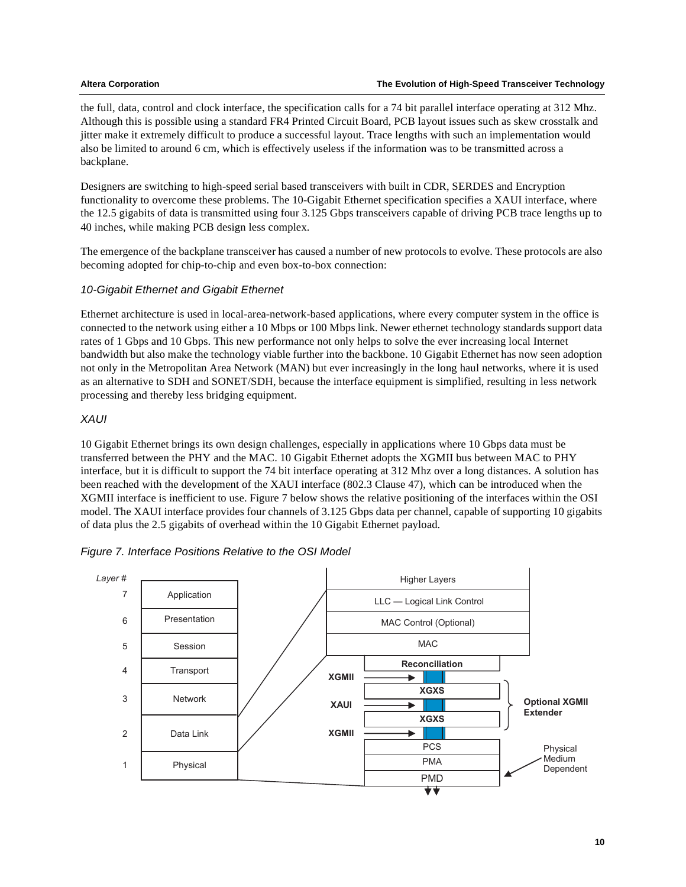the full, data, control and clock interface, the specification calls for a 74 bit parallel interface operating at 312 Mhz. Although this is possible using a standard FR4 Printed Circuit Board, PCB layout issues such as skew crosstalk and jitter make it extremely difficult to produce a successful layout. Trace lengths with such an implementation would also be limited to around 6 cm, which is effectively useless if the information was to be transmitted across a backplane.

Designers are switching to high-speed serial based transceivers with built in CDR, SERDES and Encryption functionality to overcome these problems. The 10-Gigabit Ethernet specification specifies a XAUI interface, where the 12.5 gigabits of data is transmitted using four 3.125 Gbps transceivers capable of driving PCB trace lengths up to 40 inches, while making PCB design less complex.

The emergence of the backplane transceiver has caused a number of new protocols to evolve. These protocols are also becoming adopted for chip-to-chip and even box-to-box connection:

### *10-Gigabit Ethernet and Gigabit Ethernet*

Ethernet architecture is used in local-area-network-based applications, where every computer system in the office is connected to the network using either a 10 Mbps or 100 Mbps link. Newer ethernet technology standards support data rates of 1 Gbps and 10 Gbps. This new performance not only helps to solve the ever increasing local Internet bandwidth but also make the technology viable further into the backbone. 10 Gigabit Ethernet has now seen adoption not only in the Metropolitan Area Network (MAN) but ever increasingly in the long haul networks, where it is used as an alternative to SDH and SONET/SDH, because the interface equipment is simplified, resulting in less network processing and thereby less bridging equipment.

### *XAUI*

10 Gigabit Ethernet brings its own design challenges, especially in applications where 10 Gbps data must be transferred between the PHY and the MAC. 10 Gigabit Ethernet adopts the XGMII bus between MAC to PHY interface, but it is difficult to support the 74 bit interface operating at 312 Mhz over a long distances. A solution has been reached with the development of the XAUI interface (802.3 Clause 47), which can be introduced when the XGMII interface is inefficient to use. Figure 7 below shows the relative positioning of the interfaces within the OSI model. The XAUI interface provides four channels of 3.125 Gbps data per channel, capable of supporting 10 gigabits of data plus the 2.5 gigabits of overhead within the 10 Gigabit Ethernet payload.

*Figure 7. Interface Positions Relative to the OSI Model*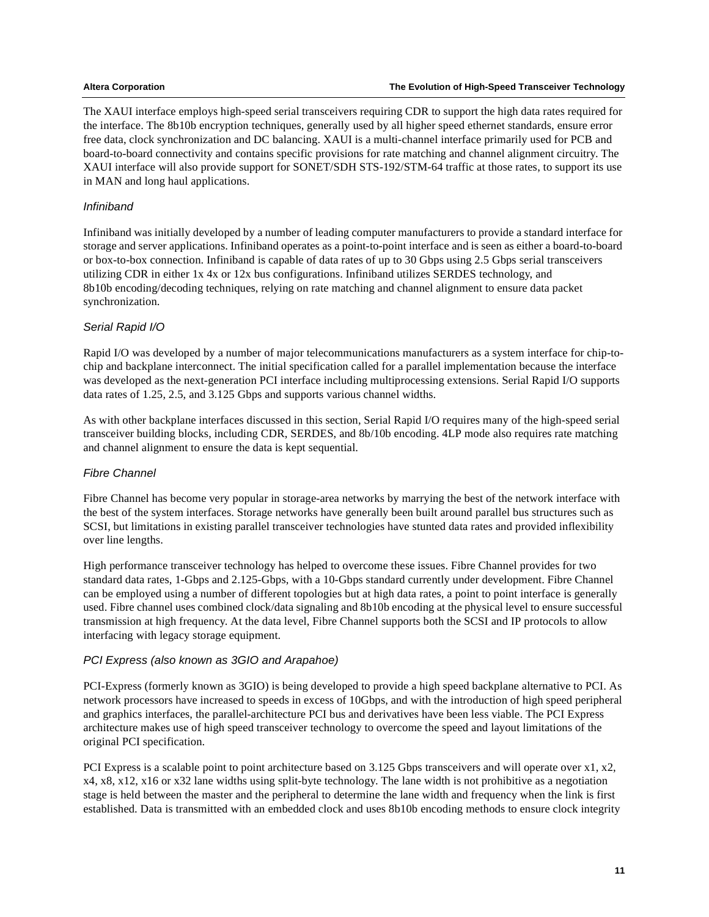The XAUI interface employs high-speed serial transceivers requiring CDR to support the high data rates required for the interface. The 8b10b encryption techniques, generally used by all higher speed ethernet standards, ensure error free data, clock synchronization and DC balancing. XAUI is a multi-channel interface primarily used for PCB and board-to-board connectivity and contains specific provisions for rate matching and channel alignment circuitry. The XAUI interface will also provide support for SONET/SDH STS-192/STM-64 traffic at those rates, to support its use in MAN and long haul applications.

### *Infiniband*

Infiniband was initially developed by a number of leading computer manufacturers to provide a standard interface for storage and server applications. Infiniband operates as a point-to-point interface and is seen as either a board-to-board or box-to-box connection. Infiniband is capable of data rates of up to 30 Gbps using 2.5 Gbps serial transceivers utilizing CDR in either 1x 4x or 12x bus configurations. Infiniband utilizes SERDES technology, and 8b10b encoding/decoding techniques, relying on rate matching and channel alignment to ensure data packet synchronization.

### *Serial Rapid I/O*

Rapid I/O was developed by a number of major telecommunications manufacturers as a system interface for chip-to-chip and backplane interconnect. The initial specification called for a parallel implementation because the interface was developed as the next-generation PCI interface including multiprocessing extensions. Serial Rapid I/O supports data rates of 1.25, 2.5, and 3.125 Gbps and supports various channel widths.

As with other backplane interfaces discussed in this section, Serial Rapid I/O requires many of the high-speed serial transceiver building blocks, including CDR, SERDES, and 8b/10b encoding. 4LP mode also requires rate matching and channel alignment to ensure the data is kept sequential.

### *Fibre Channel*

Fibre Channel has become very popular in storage-area networks by marrying the best of the network interface with the best of the system interfaces. Storage networks have generally been built around parallel bus structures such as SCSI, but limitations in existing parallel transceiver technologies have stunted data rates and provided inflexibility over line lengths.

High performance transceiver technology has helped to overcome these issues. Fibre Channel provides for two standard data rates, 1-Gbps and 2.125-Gbps, with a 10-Gbps standard currently under development. Fibre Channel can be employed using a number of different topologies but at high data rates, a point to point interface is generally used. Fibre channel uses combined clock/data signaling and 8b10b encoding at the physical level to ensure successful transmission at high frequency. At the data level, Fibre Channel supports both the SCSI and IP protocols to allow interfacing with legacy storage equipment.

### *PCI Express (also known as 3GIO and Arapahoe)*

PCI-Express (formerly known as 3GIO) is being developed to provide a high speed backplane alternative to PCI. As network processors have increased to speeds in excess of 10Gbps, and with the introduction of high speed peripheral and graphics interfaces, the parallel-architecture PCI bus and derivatives have been less viable. The PCI Express architecture makes use of high speed transceiver technology to overcome the speed and layout limitations of the original PCI specification.

PCI Express is a scalable point to point architecture based on 3.125 Gbps transceivers and will operate over x1, x2, x4, x8, x12, x16 or x32 lane widths using split-byte technology. The lane width is not prohibitive as a negotiation stage is held between the master and the peripheral to determine the lane width and frequency when the link is first established. Data is transmitted with an embedded clock and uses 8b10b encoding methods to ensure clock integrity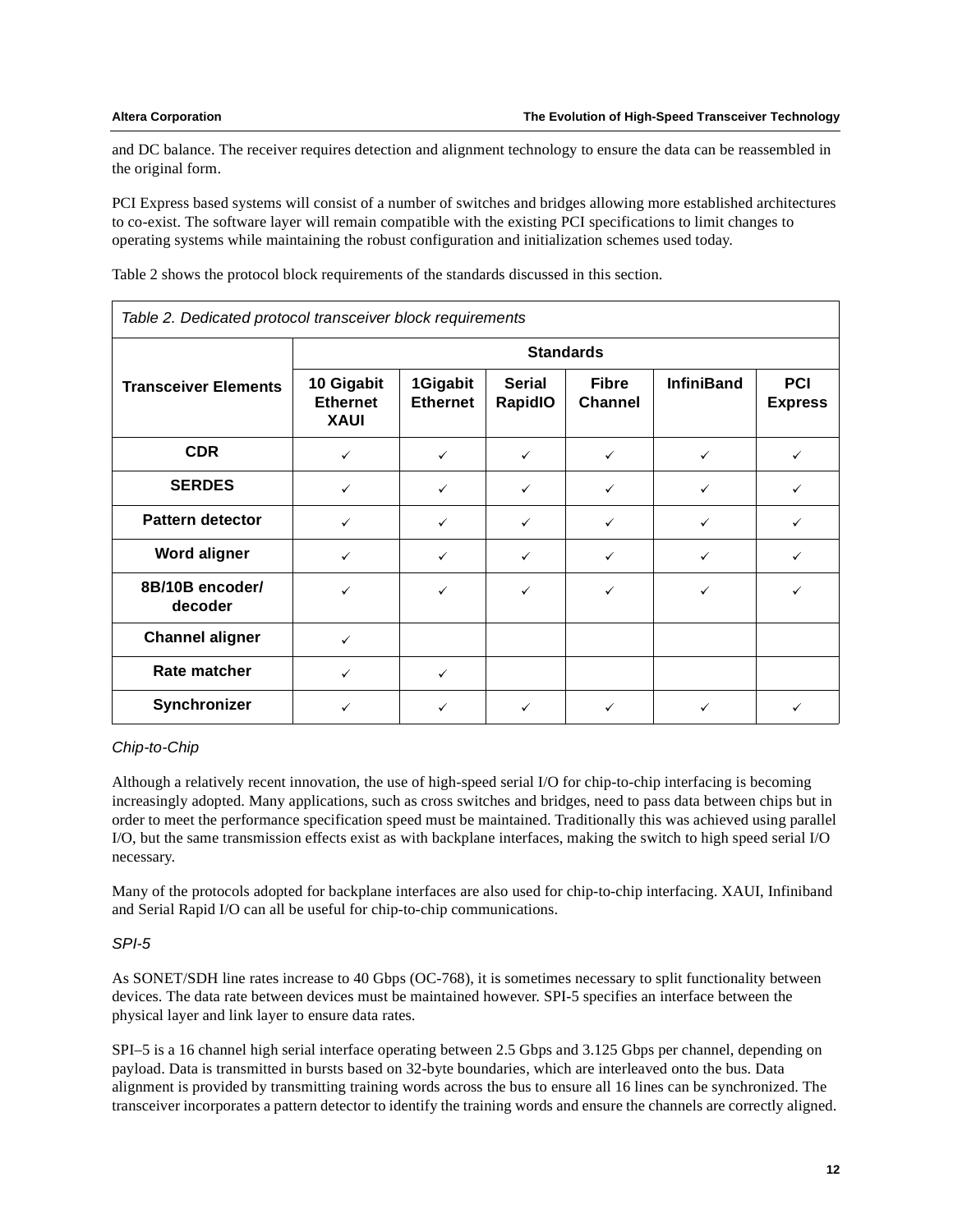and DC balance. The receiver requires detection and alignment technology to ensure the data can be reassembled in the original form.

PCI Express based systems will consist of a number of switches and bridges allowing more established architectures to co-exist. The software layer will remain compatible with the existing PCI specifications to limit changes to operating systems while maintaining the robust configuration and initialization schemes used today.

Table 2 shows the protocol block requirements of the standards discussed in this section.

*Table 2. Dedicated protocol transceiver block requirements*

| Transceiver Elements | Standards | | | | | |
|---|---|---|---|---|---|---|
| | 10 Gigabit Ethernet XAUI | 1Gigabit Ethernet | Serial RapidIO | Fibre Channel | InfiniBand | PCI Express |
| CDR | ✓ | ✓ | ✓ | ✓ | ✓ | ✓ |
| SERDES | ✓ | ✓ | ✓ | ✓ | ✓ | ✓ |
| Pattern detector | ✓ | ✓ | ✓ | ✓ | ✓ | ✓ |
| Word aligner | ✓ | ✓ | ✓ | ✓ | ✓ | ✓ |
| 8B/10B encoder/ decoder | ✓ | ✓ | ✓ | ✓ | ✓ | ✓ |
| Channel aligner | ✓ | | | | | |
| Rate matcher | ✓ | ✓ | | | | |
| Synchronizer | ✓ | ✓ | ✓ | ✓ | ✓ | ✓ |

### *Chip-to-Chip*

Although a relatively recent innovation, the use of high-speed serial I/O for chip-to-chip interfacing is becoming increasingly adopted. Many applications, such as cross switches and bridges, need to pass data between chips but in order to meet the performance specification speed must be maintained. Traditionally this was achieved using parallel I/O, but the same transmission effects exist as with backplane interfaces, making the switch to high speed serial I/O necessary.

Many of the protocols adopted for backplane interfaces are also used for chip-to-chip interfacing. XAUI, Infiniband and Serial Rapid I/O can all be useful for chip-to-chip communications.

### *SPI-5*

As SONET/SDH line rates increase to 40 Gbps (OC-768), it is sometimes necessary to split functionality between devices. The data rate between devices must be maintained however. SPI-5 specifies an interface between the physical layer and link layer to ensure data rates.

SPI–5 is a 16 channel high serial interface operating between 2.5 Gbps and 3.125 Gbps per channel, depending on payload. Data is transmitted in bursts based on 32-byte boundaries, which are interleaved onto the bus. Data alignment is provided by transmitting training words across the bus to ensure all 16 lines can be synchronized. The transceiver incorporates a pattern detector to identify the training words and ensure the channels are correctly aligned.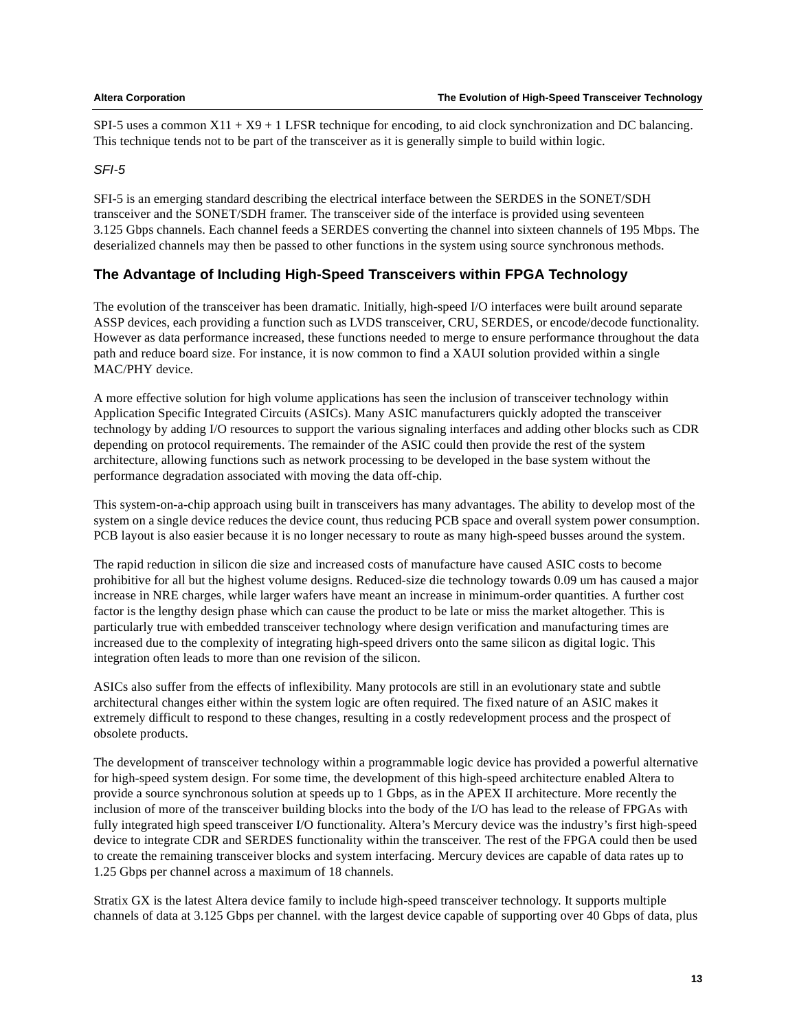SPI-5 uses a common X11 + X9 + 1 LFSR technique for encoding, to aid clock synchronization and DC balancing. This technique tends not to be part of the transceiver as it is generally simple to build within logic.

### *SFI-5*

SFI-5 is an emerging standard describing the electrical interface between the SERDES in the SONET/SDH transceiver and the SONET/SDH framer. The transceiver side of the interface is provided using seventeen 3.125 Gbps channels. Each channel feeds a SERDES converting the channel into sixteen channels of 195 Mbps. The deserialized channels may then be passed to other functions in the system using source synchronous methods.

## The Advantage of Including High-Speed Transceivers within FPGA Technology

The evolution of the transceiver has been dramatic. Initially, high-speed I/O interfaces were built around separate ASSP devices, each providing a function such as LVDS transceiver, CRU, SERDES, or encode/decode functionality. However as data performance increased, these functions needed to merge to ensure performance throughout the data path and reduce board size. For instance, it is now common to find a XAUI solution provided within a single MAC/PHY device.

A more effective solution for high volume applications has seen the inclusion of transceiver technology within Application Specific Integrated Circuits (ASICs). Many ASIC manufacturers quickly adopted the transceiver technology by adding I/O resources to support the various signaling interfaces and adding other blocks such as CDR depending on protocol requirements. The remainder of the ASIC could then provide the rest of the system architecture, allowing functions such as network processing to be developed in the base system without the performance degradation associated with moving the data off-chip.

This system-on-a-chip approach using built in transceivers has many advantages. The ability to develop most of the system on a single device reduces the device count, thus reducing PCB space and overall system power consumption. PCB layout is also easier because it is no longer necessary to route as many high-speed busses around the system.

The rapid reduction in silicon die size and increased costs of manufacture have caused ASIC costs to become prohibitive for all but the highest volume designs. Reduced-size die technology towards 0.09 um has caused a major increase in NRE charges, while larger wafers have meant an increase in minimum-order quantities. A further cost factor is the lengthy design phase which can cause the product to be late or miss the market altogether. This is particularly true with embedded transceiver technology where design verification and manufacturing times are increased due to the complexity of integrating high-speed drivers onto the same silicon as digital logic. This integration often leads to more than one revision of the silicon.

ASICs also suffer from the effects of inflexibility. Many protocols are still in an evolutionary state and subtle architectural changes either within the system logic are often required. The fixed nature of an ASIC makes it extremely difficult to respond to these changes, resulting in a costly redevelopment process and the prospect of obsolete products.

The development of transceiver technology within a programmable logic device has provided a powerful alternative for high-speed system design. For some time, the development of this high-speed architecture enabled Altera to provide a source synchronous solution at speeds up to 1 Gbps, as in the APEX II architecture. More recently the inclusion of more of the transceiver building blocks into the body of the I/O has lead to the release of FPGAs with fully integrated high speed transceiver I/O functionality. Altera's Mercury device was the industry's first high-speed device to integrate CDR and SERDES functionality within the transceiver. The rest of the FPGA could then be used to create the remaining transceiver blocks and system interfacing. Mercury devices are capable of data rates up to 1.25 Gbps per channel across a maximum of 18 channels.

Stratix GX is the latest Altera device family to include high-speed transceiver technology. It supports multiple channels of data at 3.125 Gbps per channel. with the largest device capable of supporting over 40 Gbps of data, plus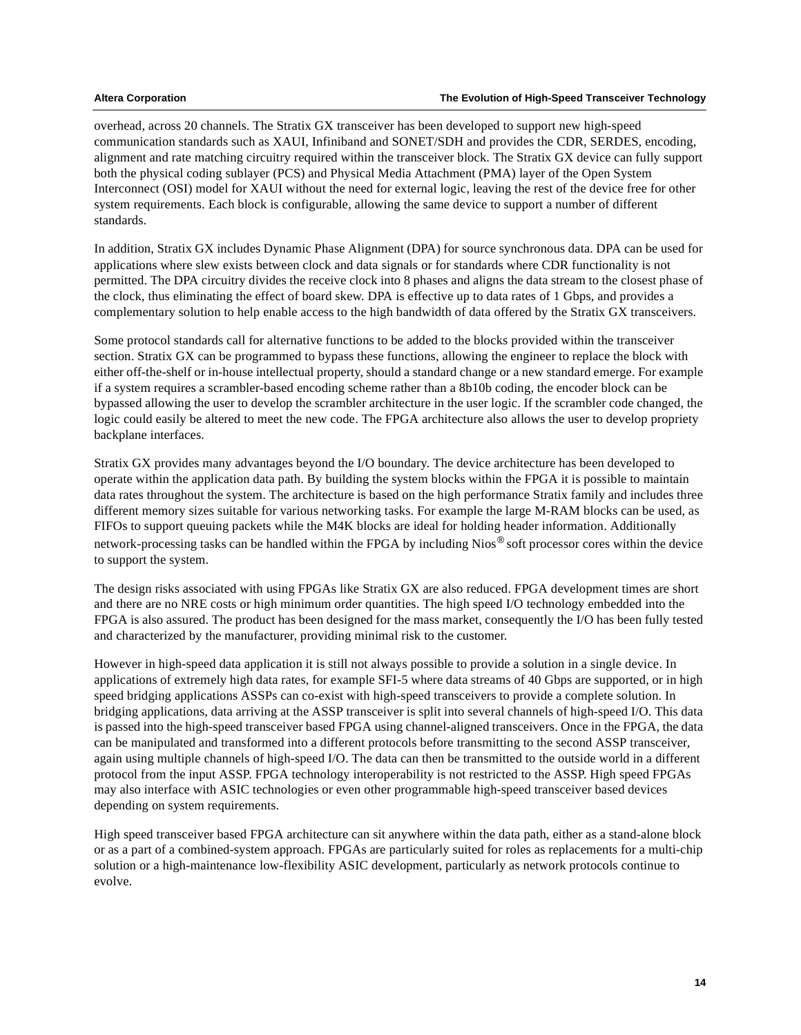overhead, across 20 channels. The Stratix GX transceiver has been developed to support new high-speed communication standards such as XAUI, Infiniband and SONET/SDH and provides the CDR, SERDES, encoding, alignment and rate matching circuitry required within the transceiver block. The Stratix GX device can fully support both the physical coding sublayer (PCS) and Physical Media Attachment (PMA) layer of the Open System Interconnect (OSI) model for XAUI without the need for external logic, leaving the rest of the device free for other system requirements. Each block is configurable, allowing the same device to support a number of different standards.

In addition, Stratix GX includes Dynamic Phase Alignment (DPA) for source synchronous data. DPA can be used for applications where slew exists between clock and data signals or for standards where CDR functionality is not permitted. The DPA circuitry divides the receive clock into 8 phases and aligns the data stream to the closest phase of the clock, thus eliminating the effect of board skew. DPA is effective up to data rates of 1 Gbps, and provides a complementary solution to help enable access to the high bandwidth of data offered by the Stratix GX transceivers.

Some protocol standards call for alternative functions to be added to the blocks provided within the transceiver section. Stratix GX can be programmed to bypass these functions, allowing the engineer to replace the block with either off-the-shelf or in-house intellectual property, should a standard change or a new standard emerge. For example if a system requires a scrambler-based encoding scheme rather than a 8b10b coding, the encoder block can be bypassed allowing the user to develop the scrambler architecture in the user logic. If the scrambler code changed, the logic could easily be altered to meet the new code. The FPGA architecture also allows the user to develop propriety backplane interfaces.

Stratix GX provides many advantages beyond the I/O boundary. The device architecture has been developed to operate within the application data path. By building the system blocks within the FPGA it is possible to maintain data rates throughout the system. The architecture is based on the high performance Stratix family and includes three different memory sizes suitable for various networking tasks. For example the large M-RAM blocks can be used, as FIFOs to support queuing packets while the M4K blocks are ideal for holding header information. Additionally network-processing tasks can be handled within the FPGA by including Nios® soft processor cores within the device to support the system.

The design risks associated with using FPGAs like Stratix GX are also reduced. FPGA development times are short and there are no NRE costs or high minimum order quantities. The high speed I/O technology embedded into the FPGA is also assured. The product has been designed for the mass market, consequently the I/O has been fully tested and characterized by the manufacturer, providing minimal risk to the customer.

However in high-speed data application it is still not always possible to provide a solution in a single device. In applications of extremely high data rates, for example SFI-5 where data streams of 40 Gbps are supported, or in high speed bridging applications ASSPs can co-exist with high-speed transceivers to provide a complete solution. In bridging applications, data arriving at the ASSP transceiver is split into several channels of high-speed I/O. This data is passed into the high-speed transceiver based FPGA using channel-aligned transceivers. Once in the FPGA, the data can be manipulated and transformed into a different protocols before transmitting to the second ASSP transceiver, again using multiple channels of high-speed I/O. The data can then be transmitted to the outside world in a different protocol from the input ASSP. FPGA technology interoperability is not restricted to the ASSP. High speed FPGAs may also interface with ASIC technologies or even other programmable high-speed transceiver based devices depending on system requirements.

High speed transceiver based FPGA architecture can sit anywhere within the data path, either as a stand-alone block or as a part of a combined-system approach. FPGAs are particularly suited for roles as replacements for a multi-chip solution or a high-maintenance low-flexibility ASIC development, particularly as network protocols continue to evolve.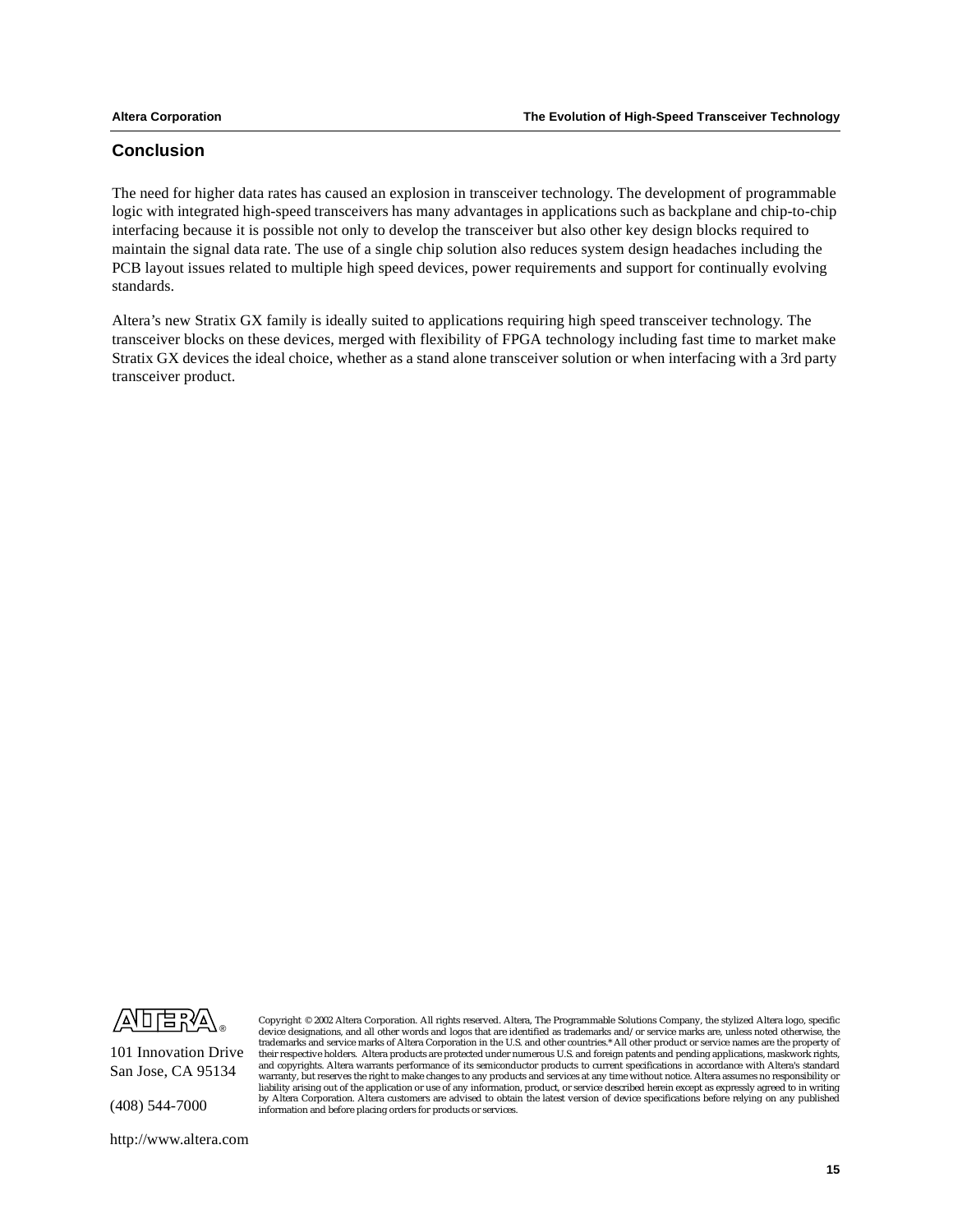## Conclusion

The need for higher data rates has caused an explosion in transceiver technology. The development of programmable logic with integrated high-speed transceivers has many advantages in applications such as backplane and chip-to-chip interfacing because it is possible not only to develop the transceiver but also other key design blocks required to maintain the signal data rate. The use of a single chip solution also reduces system design headaches including the PCB layout issues related to multiple high speed devices, power requirements and support for continually evolving standards.

Altera's new Stratix GX family is ideally suited to applications requiring high speed transceiver technology. The transceiver blocks on these devices, merged with flexibility of FPGA technology including fast time to market make Stratix GX devices the ideal choice, whether as a stand alone transceiver solution or when interfacing with a 3rd party transceiver product.

ALTERA®

101 Innovation Drive
San Jose, CA 95134

(408) 544-7000

http://www.altera.com

Copyright © 2002 Altera Corporation. All rights reserved. Altera, The Programmable Solutions Company, the stylized Altera logo, specific device designations, and all other words and logos that are identified as trademarks and/or service marks are, unless noted otherwise, the trademarks and service marks of Altera Corporation in the U.S. and other countries.* All other product or service names are the property of their respective holders. Altera products are protected under numerous U.S. and foreign patents and pending applications, maskwork rights, and copyrights. Altera warrants performance of its semiconductor products to current specifications in accordance with Altera's standard warranty, but reserves the right to make changes to any products and services at any time without notice. Altera assumes no responsibility or liability arising out of the application or use of any information, product, or service described herein except as expressly agreed to in writing by Altera Corporation. Altera customers are advised to obtain the latest version of device specifications before relying on any published information and before placing orders for products or services.